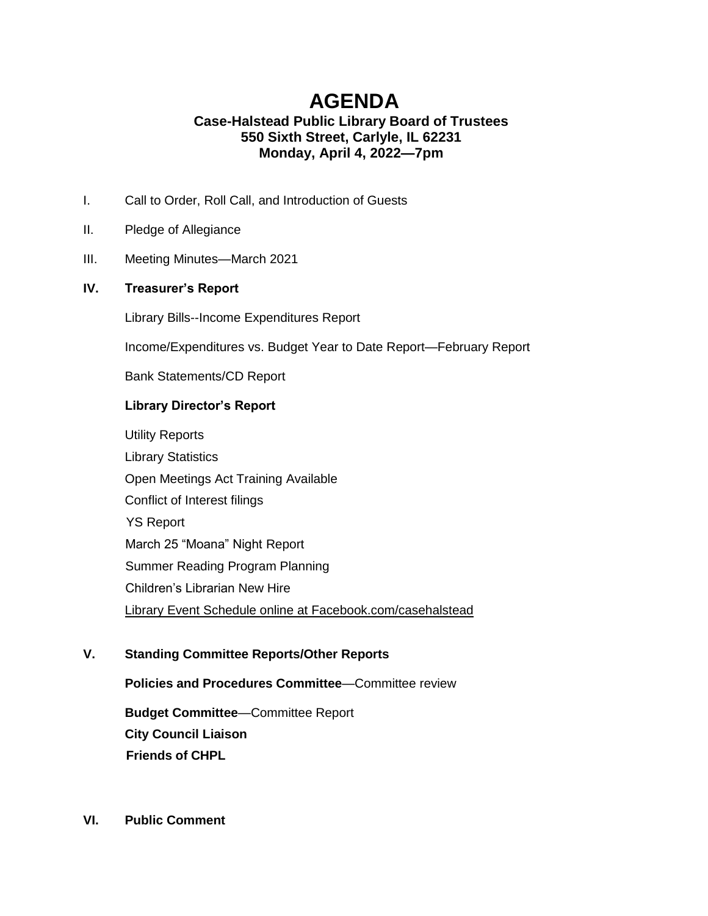# AGENDA

**Case-Halstead Public Library Board of Trustees**
**550 Sixth Street, Carlyle, IL 62231**
**Monday, April 4, 2022—7pm**

I. Call to Order, Roll Call, and Introduction of Guests

II. Pledge of Allegiance

III. Meeting Minutes—March 2021

**IV. Treasurer's Report**

Library Bills--Income Expenditures Report

Income/Expenditures vs. Budget Year to Date Report—February Report

Bank Statements/CD Report

**Library Director's Report**

Utility Reports
Library Statistics
Open Meetings Act Training Available
Conflict of Interest filings
YS Report
March 25 "Moana" Night Report
Summer Reading Program Planning
Children's Librarian New Hire
Library Event Schedule online at Facebook.com/casehalstead

**V. Standing Committee Reports/Other Reports**

**Policies and Procedures Committee**—Committee review

**Budget Committee**—Committee Report
**City Council Liaison**
**Friends of CHPL**

**VI. Public Comment**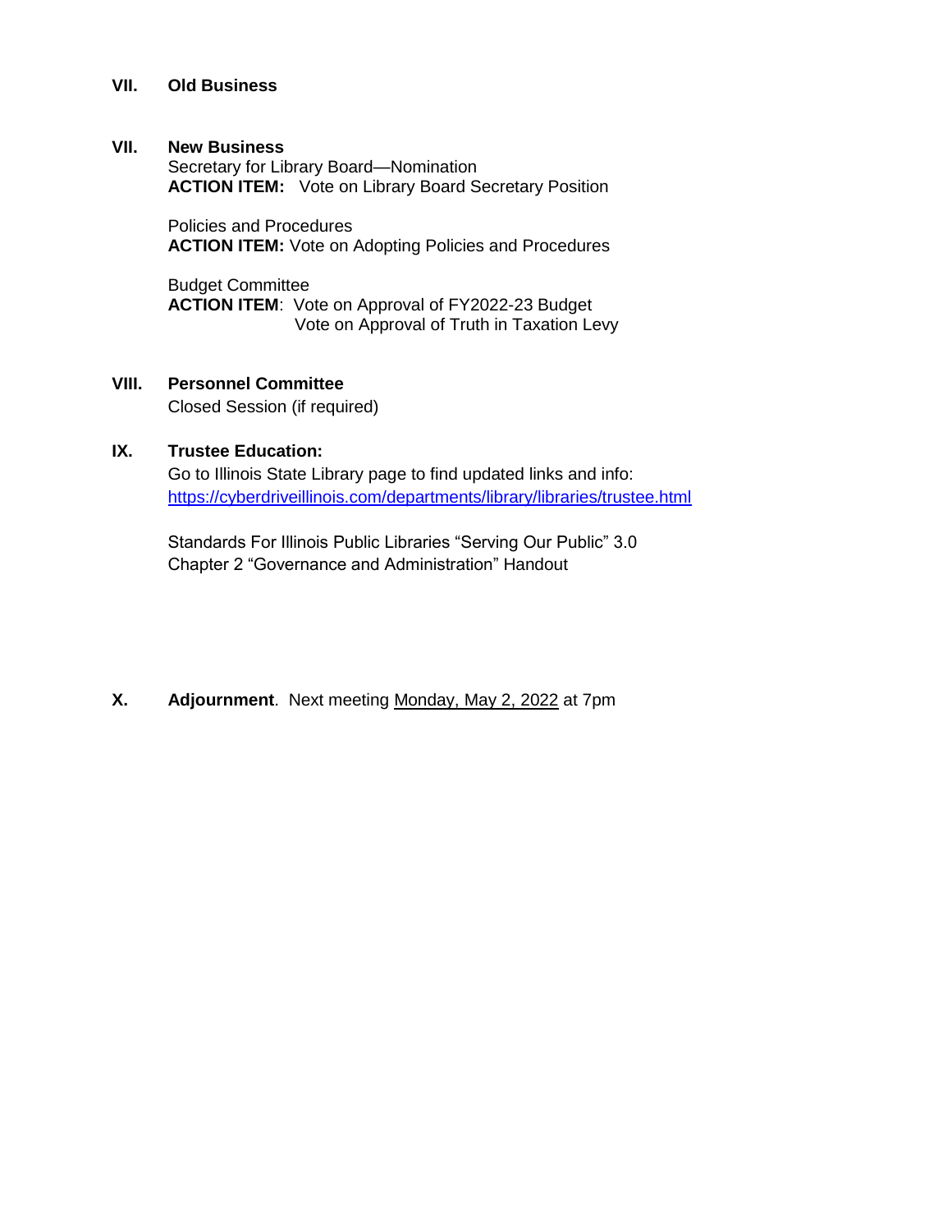**VII. Old Business**

**VII. New Business**

Secretary for Library Board—Nomination
**ACTION ITEM:** Vote on Library Board Secretary Position

Policies and Procedures
**ACTION ITEM:** Vote on Adopting Policies and Procedures

Budget Committee
**ACTION ITEM**: Vote on Approval of FY2022-23 Budget
Vote on Approval of Truth in Taxation Levy

**VIII. Personnel Committee**

Closed Session (if required)

**IX. Trustee Education:**

Go to Illinois State Library page to find updated links and info:
https://cyberdriveillinois.com/departments/library/libraries/trustee.html

Standards For Illinois Public Libraries "Serving Our Public" 3.0
Chapter 2 "Governance and Administration" Handout

**X. Adjournment**. Next meeting Monday, May 2, 2022 at 7pm